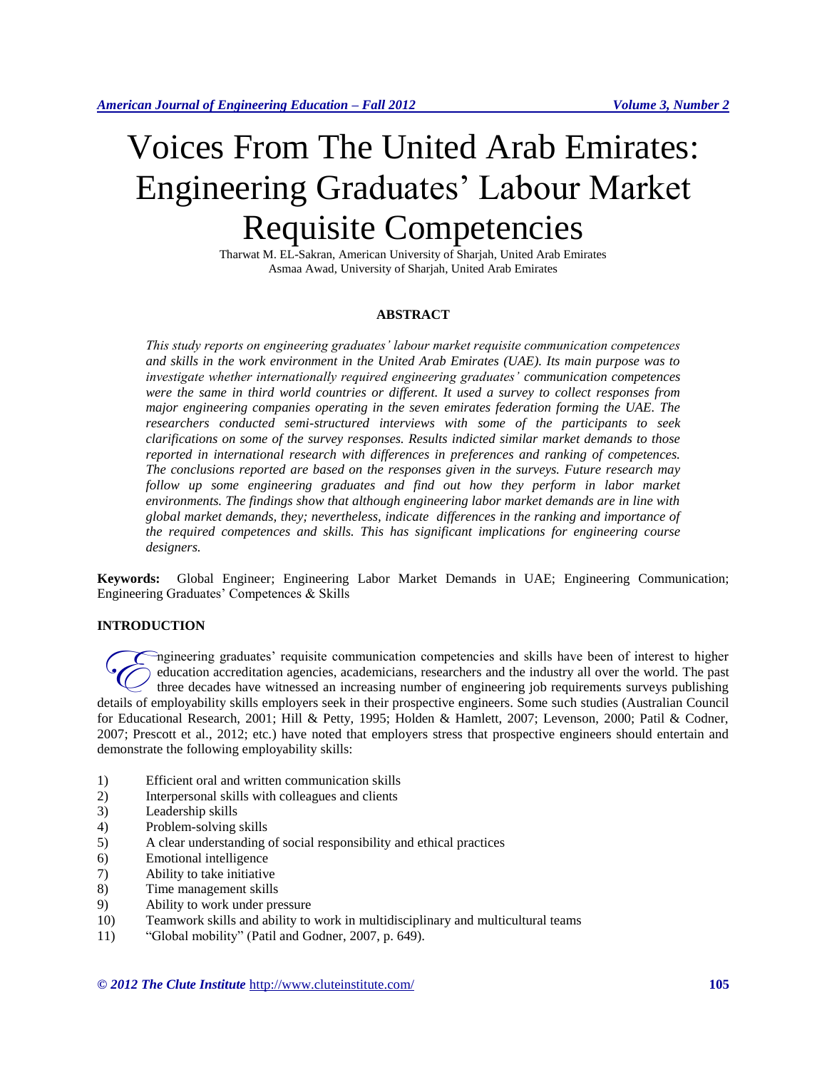# Voices From The United Arab Emirates: Engineering Graduates' Labour Market Requisite Competencies

Tharwat M. EL-Sakran, American University of Sharjah, United Arab Emirates
Asmaa Awad, University of Sharjah, United Arab Emirates

## ABSTRACT

*This study reports on engineering graduates' labour market requisite communication competences and skills in the work environment in the United Arab Emirates (UAE). Its main purpose was to investigate whether internationally required engineering graduates' communication competences were the same in third world countries or different. It used a survey to collect responses from major engineering companies operating in the seven emirates federation forming the UAE. The researchers conducted semi-structured interviews with some of the participants to seek clarifications on some of the survey responses. Results indicted similar market demands to those reported in international research with differences in preferences and ranking of competences. The conclusions reported are based on the responses given in the surveys. Future research may follow up some engineering graduates and find out how they perform in labor market environments. The findings show that although engineering labor market demands are in line with global market demands, they; nevertheless, indicate differences in the ranking and importance of the required competences and skills. This has significant implications for engineering course designers.*

**Keywords:** Global Engineer; Engineering Labor Market Demands in UAE; Engineering Communication; Engineering Graduates' Competences & Skills

## INTRODUCTION

Engineering graduates' requisite communication competencies and skills have been of interest to higher education accreditation agencies, academicians, researchers and the industry all over the world. The past three decades have witnessed an increasing number of engineering job requirements surveys publishing details of employability skills employers seek in their prospective engineers. Some such studies (Australian Council for Educational Research, 2001; Hill & Petty, 1995; Holden & Hamlett, 2007; Levenson, 2000; Patil & Codner, 2007; Prescott et al., 2012; etc.) have noted that employers stress that prospective engineers should entertain and demonstrate the following employability skills:

1) Efficient oral and written communication skills
2) Interpersonal skills with colleagues and clients
3) Leadership skills
4) Problem-solving skills
5) A clear understanding of social responsibility and ethical practices
6) Emotional intelligence
7) Ability to take initiative
8) Time management skills
9) Ability to work under pressure
10) Teamwork skills and ability to work in multidisciplinary and multicultural teams
11) "Global mobility" (Patil and Godner, 2007, p. 649).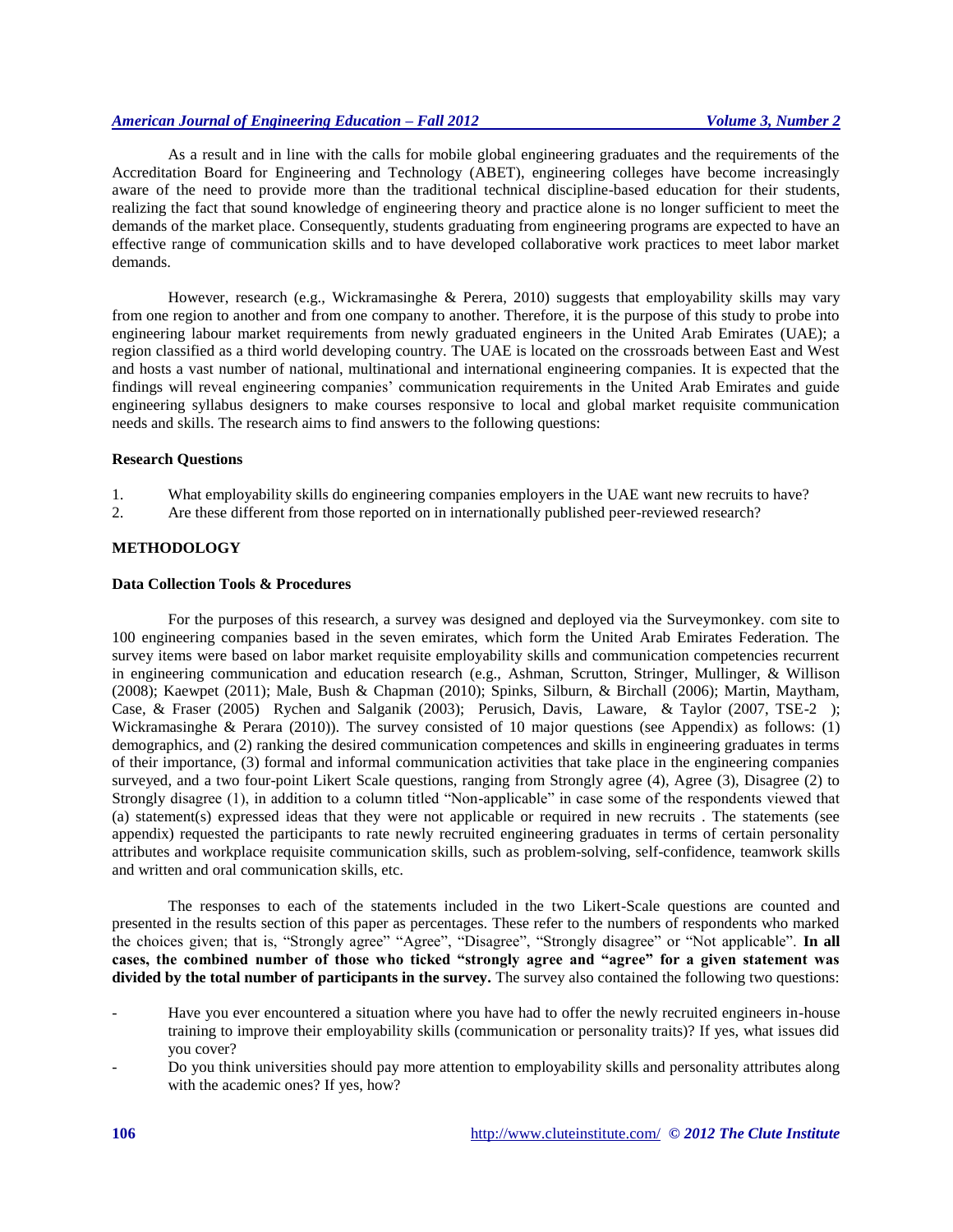As a result and in line with the calls for mobile global engineering graduates and the requirements of the Accreditation Board for Engineering and Technology (ABET), engineering colleges have become increasingly aware of the need to provide more than the traditional technical discipline-based education for their students, realizing the fact that sound knowledge of engineering theory and practice alone is no longer sufficient to meet the demands of the market place. Consequently, students graduating from engineering programs are expected to have an effective range of communication skills and to have developed collaborative work practices to meet labor market demands.

However, research (e.g., Wickramasinghe & Perera, 2010) suggests that employability skills may vary from one region to another and from one company to another. Therefore, it is the purpose of this study to probe into engineering labour market requirements from newly graduated engineers in the United Arab Emirates (UAE); a region classified as a third world developing country. The UAE is located on the crossroads between East and West and hosts a vast number of national, multinational and international engineering companies. It is expected that the findings will reveal engineering companies' communication requirements in the United Arab Emirates and guide engineering syllabus designers to make courses responsive to local and global market requisite communication needs and skills. The research aims to find answers to the following questions:

### Research Questions

1. What employability skills do engineering companies employers in the UAE want new recruits to have?
2. Are these different from those reported on in internationally published peer-reviewed research?

## METHODOLOGY

### Data Collection Tools & Procedures

For the purposes of this research, a survey was designed and deployed via the Surveymonkey. com site to 100 engineering companies based in the seven emirates, which form the United Arab Emirates Federation. The survey items were based on labor market requisite employability skills and communication competencies recurrent in engineering communication and education research (e.g., Ashman, Scrutton, Stringer, Mullinger, & Willison (2008); Kaewpet (2011); Male, Bush & Chapman (2010); Spinks, Silburn, & Birchall (2006); Martin, Maytham, Case, & Fraser (2005) Rychen and Salganik (2003); Perusich, Davis, Laware, & Taylor (2007, TSE-2 ); Wickramasinghe & Perara (2010)). The survey consisted of 10 major questions (see Appendix) as follows: (1) demographics, and (2) ranking the desired communication competences and skills in engineering graduates in terms of their importance, (3) formal and informal communication activities that take place in the engineering companies surveyed, and a two four-point Likert Scale questions, ranging from Strongly agree (4), Agree (3), Disagree (2) to Strongly disagree (1), in addition to a column titled "Non-applicable" in case some of the respondents viewed that (a) statement(s) expressed ideas that they were not applicable or required in new recruits . The statements (see appendix) requested the participants to rate newly recruited engineering graduates in terms of certain personality attributes and workplace requisite communication skills, such as problem-solving, self-confidence, teamwork skills and written and oral communication skills, etc.

The responses to each of the statements included in the two Likert-Scale questions are counted and presented in the results section of this paper as percentages. These refer to the numbers of respondents who marked the choices given; that is, "Strongly agree" "Agree", "Disagree", "Strongly disagree" or "Not applicable". **In all cases, the combined number of those who ticked "strongly agree and "agree" for a given statement was divided by the total number of participants in the survey.** The survey also contained the following two questions:

- Have you ever encountered a situation where you have had to offer the newly recruited engineers in-house training to improve their employability skills (communication or personality traits)? If yes, what issues did you cover?
- Do you think universities should pay more attention to employability skills and personality attributes along with the academic ones? If yes, how?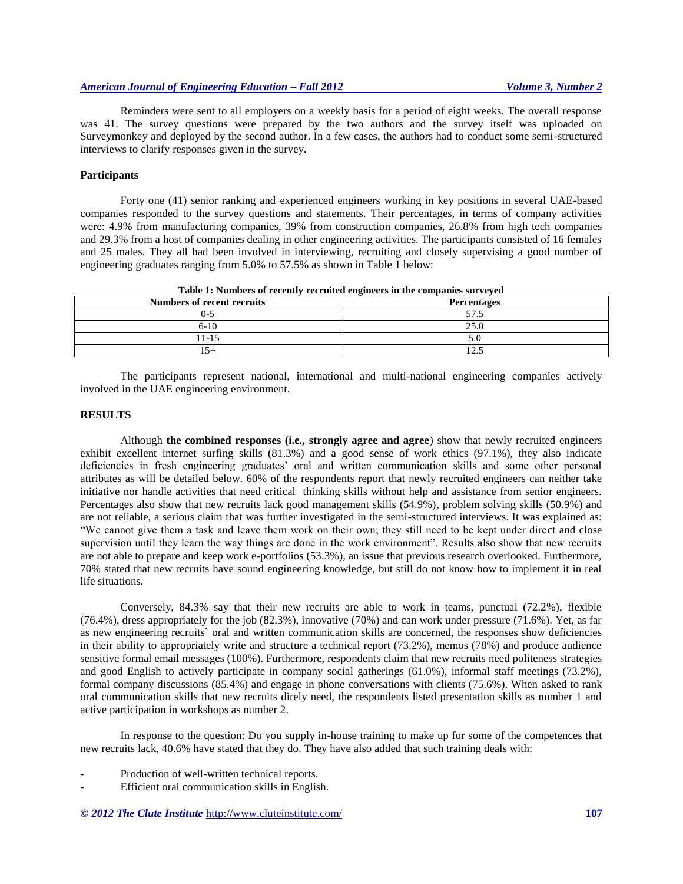Reminders were sent to all employers on a weekly basis for a period of eight weeks. The overall response was 41. The survey questions were prepared by the two authors and the survey itself was uploaded on Surveymonkey and deployed by the second author. In a few cases, the authors had to conduct some semi-structured interviews to clarify responses given in the survey.

### Participants

Forty one (41) senior ranking and experienced engineers working in key positions in several UAE-based companies responded to the survey questions and statements. Their percentages, in terms of company activities were: 4.9% from manufacturing companies, 39% from construction companies, 26.8% from high tech companies and 29.3% from a host of companies dealing in other engineering activities. The participants consisted of 16 females and 25 males. They all had been involved in interviewing, recruiting and closely supervising a good number of engineering graduates ranging from 5.0% to 57.5% as shown in Table 1 below:

**Table 1: Numbers of recently recruited engineers in the companies surveyed**

| Numbers of recent recruits | Percentages |
|---|---|
| 0-5 | 57.5 |
| 6-10 | 25.0 |
| 11-15 | 5.0 |
| 15+ | 12.5 |

The participants represent national, international and multi-national engineering companies actively involved in the UAE engineering environment.

## RESULTS

Although **the combined responses (i.e., strongly agree and agree**) show that newly recruited engineers exhibit excellent internet surfing skills (81.3%) and a good sense of work ethics (97.1%), they also indicate deficiencies in fresh engineering graduates' oral and written communication skills and some other personal attributes as will be detailed below. 60% of the respondents report that newly recruited engineers can neither take initiative nor handle activities that need critical thinking skills without help and assistance from senior engineers. Percentages also show that new recruits lack good management skills (54.9%), problem solving skills (50.9%) and are not reliable, a serious claim that was further investigated in the semi-structured interviews. It was explained as: "We cannot give them a task and leave them work on their own; they still need to be kept under direct and close supervision until they learn the way things are done in the work environment". Results also show that new recruits are not able to prepare and keep work e-portfolios (53.3%), an issue that previous research overlooked. Furthermore, 70% stated that new recruits have sound engineering knowledge, but still do not know how to implement it in real life situations.

Conversely, 84.3% say that their new recruits are able to work in teams, punctual (72.2%), flexible (76.4%), dress appropriately for the job (82.3%), innovative (70%) and can work under pressure (71.6%). Yet, as far as new engineering recruits` oral and written communication skills are concerned, the responses show deficiencies in their ability to appropriately write and structure a technical report (73.2%), memos (78%) and produce audience sensitive formal email messages (100%). Furthermore, respondents claim that new recruits need politeness strategies and good English to actively participate in company social gatherings (61.0%), informal staff meetings (73.2%), formal company discussions (85.4%) and engage in phone conversations with clients (75.6%). When asked to rank oral communication skills that new recruits direly need, the respondents listed presentation skills as number 1 and active participation in workshops as number 2.

In response to the question: Do you supply in-house training to make up for some of the competences that new recruits lack, 40.6% have stated that they do. They have also added that such training deals with:

- Production of well-written technical reports.
- Efficient oral communication skills in English.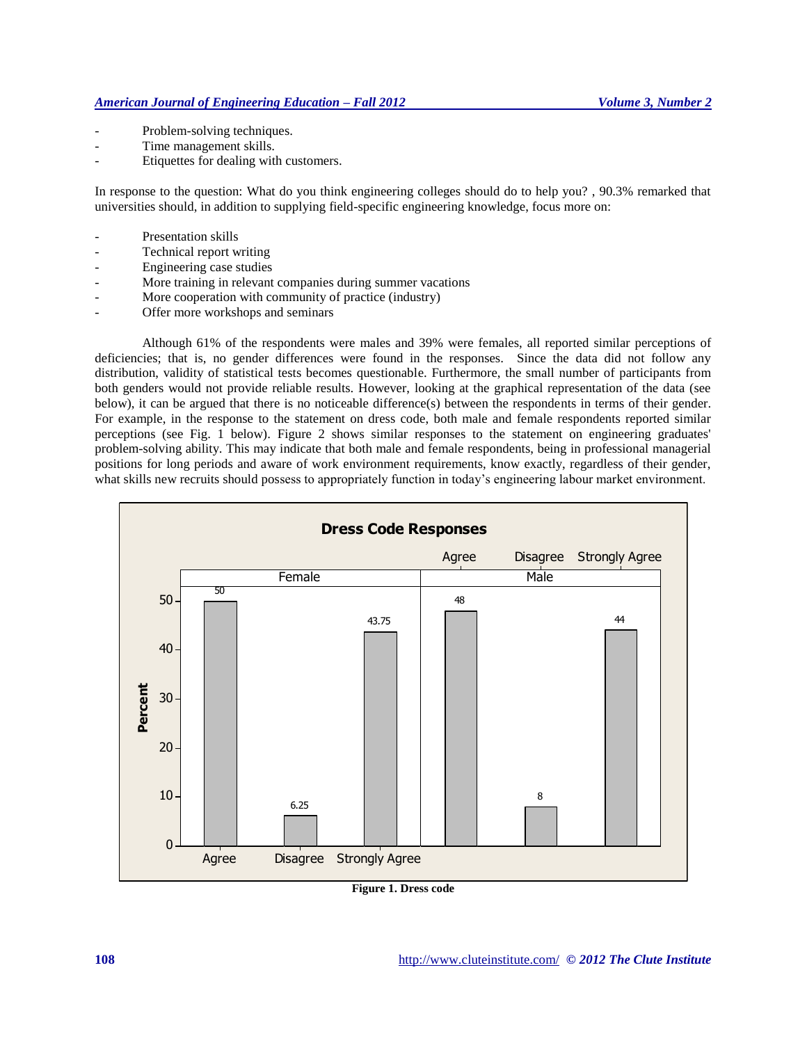- Problem-solving techniques.
- Time management skills.
- Etiquettes for dealing with customers.

In response to the question: What do you think engineering colleges should do to help you? , 90.3% remarked that universities should, in addition to supplying field-specific engineering knowledge, focus more on:

- Presentation skills
- Technical report writing
- Engineering case studies
- More training in relevant companies during summer vacations
- More cooperation with community of practice (industry)
- Offer more workshops and seminars

Although 61% of the respondents were males and 39% were females, all reported similar perceptions of deficiencies; that is, no gender differences were found in the responses. Since the data did not follow any distribution, validity of statistical tests becomes questionable. Furthermore, the small number of participants from both genders would not provide reliable results. However, looking at the graphical representation of the data (see below), it can be argued that there is no noticeable difference(s) between the respondents in terms of their gender. For example, in the response to the statement on dress code, both male and female respondents reported similar perceptions (see Fig. 1 below). Figure 2 shows similar responses to the statement on engineering graduates' problem-solving ability. This may indicate that both male and female respondents, being in professional managerial positions for long periods and aware of work environment requirements, know exactly, regardless of their gender, what skills new recruits should possess to appropriately function in today's engineering labour market environment.

**Dress Code Responses**

| | Agree | Disagree | Strongly Agree |
|---|---|---|---|
| Female (Percent) | 50 | 6.25 | 43.75 |
| Male (Percent) | 48 | 8 | 44 |

**Figure 1. Dress code**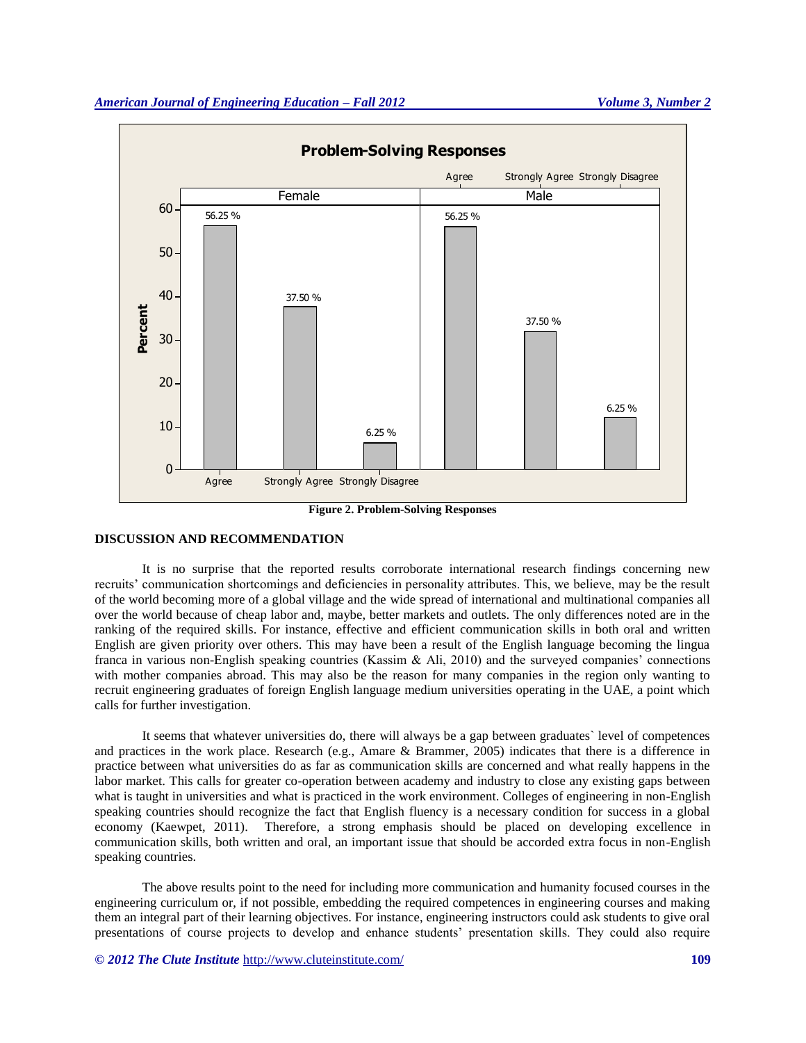Figure 2. Problem-Solving Responses

## DISCUSSION AND RECOMMENDATION

It is no surprise that the reported results corroborate international research findings concerning new recruits' communication shortcomings and deficiencies in personality attributes. This, we believe, may be the result of the world becoming more of a global village and the wide spread of international and multinational companies all over the world because of cheap labor and, maybe, better markets and outlets. The only differences noted are in the ranking of the required skills. For instance, effective and efficient communication skills in both oral and written English are given priority over others. This may have been a result of the English language becoming the lingua franca in various non-English speaking countries (Kassim & Ali, 2010) and the surveyed companies' connections with mother companies abroad. This may also be the reason for many companies in the region only wanting to recruit engineering graduates of foreign English language medium universities operating in the UAE, a point which calls for further investigation.

It seems that whatever universities do, there will always be a gap between graduates` level of competences and practices in the work place. Research (e.g., Amare & Brammer, 2005) indicates that there is a difference in practice between what universities do as far as communication skills are concerned and what really happens in the labor market. This calls for greater co-operation between academy and industry to close any existing gaps between what is taught in universities and what is practiced in the work environment. Colleges of engineering in non-English speaking countries should recognize the fact that English fluency is a necessary condition for success in a global economy (Kaewpet, 2011). Therefore, a strong emphasis should be placed on developing excellence in communication skills, both written and oral, an important issue that should be accorded extra focus in non-English speaking countries.

The above results point to the need for including more communication and humanity focused courses in the engineering curriculum or, if not possible, embedding the required competences in engineering courses and making them an integral part of their learning objectives. For instance, engineering instructors could ask students to give oral presentations of course projects to develop and enhance students' presentation skills. They could also require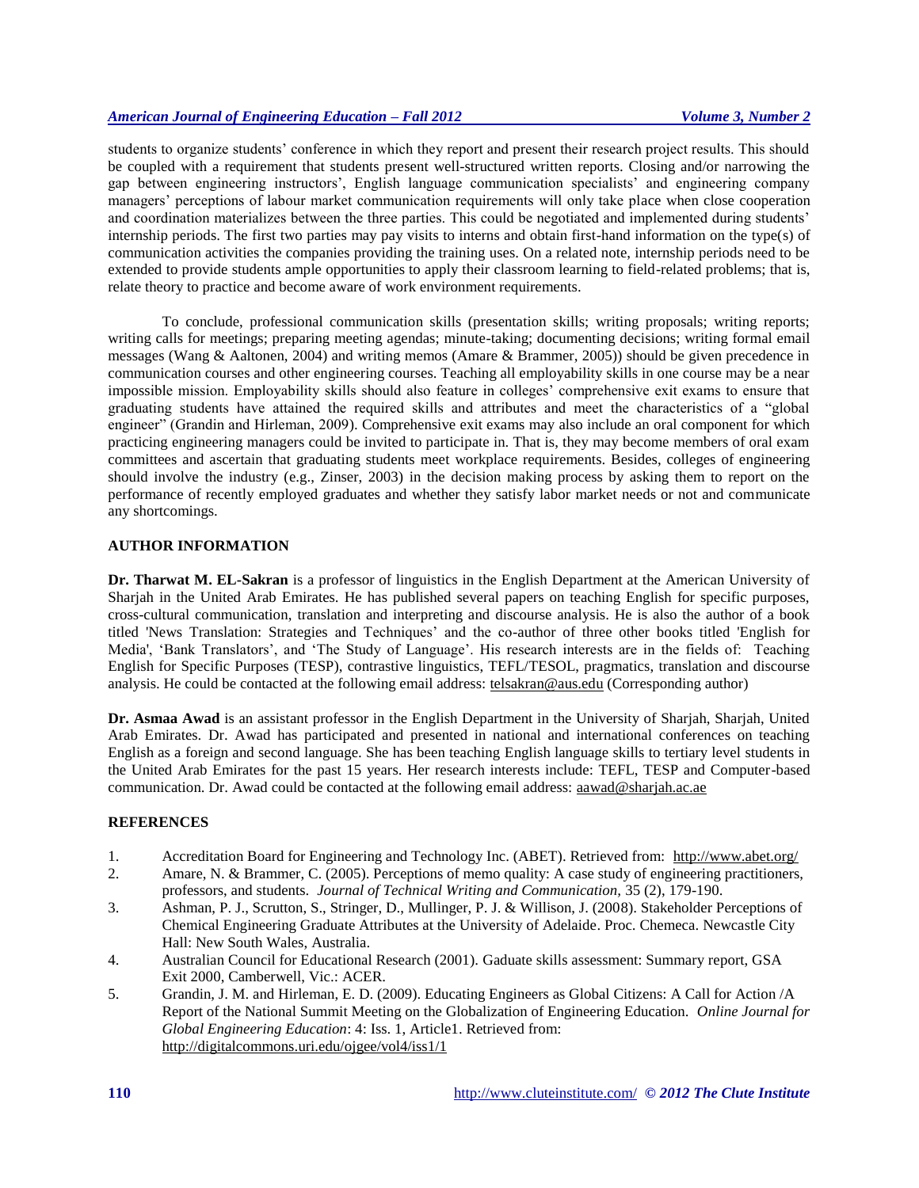students to organize students' conference in which they report and present their research project results. This should be coupled with a requirement that students present well-structured written reports. Closing and/or narrowing the gap between engineering instructors', English language communication specialists' and engineering company managers' perceptions of labour market communication requirements will only take place when close cooperation and coordination materializes between the three parties. This could be negotiated and implemented during students' internship periods. The first two parties may pay visits to interns and obtain first-hand information on the type(s) of communication activities the companies providing the training uses. On a related note, internship periods need to be extended to provide students ample opportunities to apply their classroom learning to field-related problems; that is, relate theory to practice and become aware of work environment requirements.

To conclude, professional communication skills (presentation skills; writing proposals; writing reports; writing calls for meetings; preparing meeting agendas; minute-taking; documenting decisions; writing formal email messages (Wang & Aaltonen, 2004) and writing memos (Amare & Brammer, 2005)) should be given precedence in communication courses and other engineering courses. Teaching all employability skills in one course may be a near impossible mission. Employability skills should also feature in colleges' comprehensive exit exams to ensure that graduating students have attained the required skills and attributes and meet the characteristics of a "global engineer" (Grandin and Hirleman, 2009). Comprehensive exit exams may also include an oral component for which practicing engineering managers could be invited to participate in. That is, they may become members of oral exam committees and ascertain that graduating students meet workplace requirements. Besides, colleges of engineering should involve the industry (e.g., Zinser, 2003) in the decision making process by asking them to report on the performance of recently employed graduates and whether they satisfy labor market needs or not and communicate any shortcomings.

## AUTHOR INFORMATION

**Dr. Tharwat M. EL-Sakran** is a professor of linguistics in the English Department at the American University of Sharjah in the United Arab Emirates. He has published several papers on teaching English for specific purposes, cross-cultural communication, translation and interpreting and discourse analysis. He is also the author of a book titled 'News Translation: Strategies and Techniques' and the co-author of three other books titled 'English for Media', 'Bank Translators', and 'The Study of Language'. His research interests are in the fields of: Teaching English for Specific Purposes (TESP), contrastive linguistics, TEFL/TESOL, pragmatics, translation and discourse analysis. He could be contacted at the following email address: telsakran@aus.edu (Corresponding author)

**Dr. Asmaa Awad** is an assistant professor in the English Department in the University of Sharjah, Sharjah, United Arab Emirates. Dr. Awad has participated and presented in national and international conferences on teaching English as a foreign and second language. She has been teaching English language skills to tertiary level students in the United Arab Emirates for the past 15 years. Her research interests include: TEFL, TESP and Computer-based communication. Dr. Awad could be contacted at the following email address: aawad@sharjah.ac.ae

## REFERENCES

1. Accreditation Board for Engineering and Technology Inc. (ABET). Retrieved from: http://www.abet.org/
2. Amare, N. & Brammer, C. (2005). Perceptions of memo quality: A case study of engineering practitioners, professors, and students. *Journal of Technical Writing and Communication*, 35 (2), 179-190.
3. Ashman, P. J., Scrutton, S., Stringer, D., Mullinger, P. J. & Willison, J. (2008). Stakeholder Perceptions of Chemical Engineering Graduate Attributes at the University of Adelaide. Proc. Chemeca. Newcastle City Hall: New South Wales, Australia.
4. Australian Council for Educational Research (2001). Gaduate skills assessment: Summary report, GSA Exit 2000, Camberwell, Vic.: ACER.
5. Grandin, J. M. and Hirleman, E. D. (2009). Educating Engineers as Global Citizens: A Call for Action /A Report of the National Summit Meeting on the Globalization of Engineering Education. *Online Journal for Global Engineering Education*: 4: Iss. 1, Article1. Retrieved from: http://digitalcommons.uri.edu/ojgee/vol4/iss1/1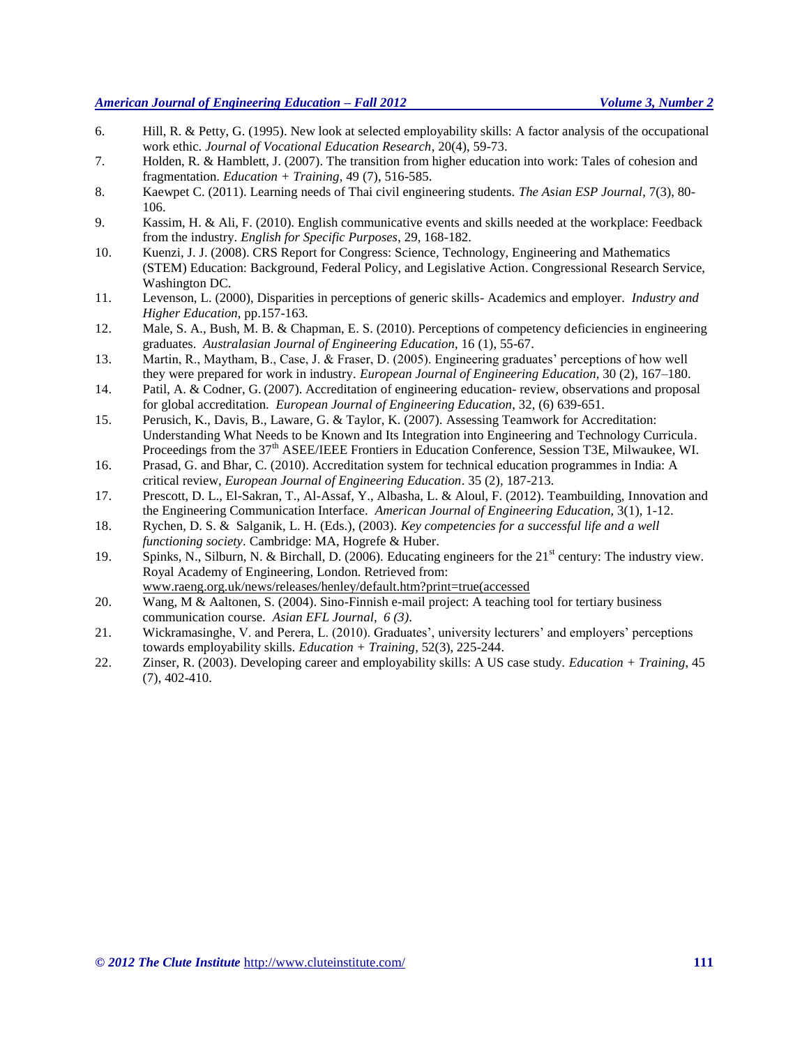6. Hill, R. & Petty, G. (1995). New look at selected employability skills: A factor analysis of the occupational work ethic. *Journal of Vocational Education Research*, 20(4), 59-73.
7. Holden, R. & Hamblett, J. (2007). The transition from higher education into work: Tales of cohesion and fragmentation. *Education + Training*, 49 (7), 516-585.
8. Kaewpet C. (2011). Learning needs of Thai civil engineering students. *The Asian ESP Journal*, 7(3), 80-106.
9. Kassim, H. & Ali, F. (2010). English communicative events and skills needed at the workplace: Feedback from the industry. *English for Specific Purposes*, 29, 168-182.
10. Kuenzi, J. J. (2008). CRS Report for Congress: Science, Technology, Engineering and Mathematics (STEM) Education: Background, Federal Policy, and Legislative Action. Congressional Research Service, Washington DC.
11. Levenson, L. (2000), Disparities in perceptions of generic skills- Academics and employer. *Industry and Higher Education*, pp.157-163.
12. Male, S. A., Bush, M. B. & Chapman, E. S. (2010). Perceptions of competency deficiencies in engineering graduates. *Australasian Journal of Engineering Education*, 16 (1), 55-67.
13. Martin, R., Maytham, B., Case, J. & Fraser, D. (2005). Engineering graduates' perceptions of how well they were prepared for work in industry. *European Journal of Engineering Education*, 30 (2), 167–180.
14. Patil, A. & Codner, G. (2007). Accreditation of engineering education- review, observations and proposal for global accreditation. *European Journal of Engineering Education*, 32, (6) 639-651.
15. Perusich, K., Davis, B., Laware, G. & Taylor, K. (2007). Assessing Teamwork for Accreditation: Understanding What Needs to be Known and Its Integration into Engineering and Technology Curricula. Proceedings from the 37th ASEE/IEEE Frontiers in Education Conference, Session T3E, Milwaukee, WI.
16. Prasad, G. and Bhar, C. (2010). Accreditation system for technical education programmes in India: A critical review, *European Journal of Engineering Education*. 35 (2), 187-213.
17. Prescott, D. L., El-Sakran, T., Al-Assaf, Y., Albasha, L. & Aloul, F. (2012). Teambuilding, Innovation and the Engineering Communication Interface. *American Journal of Engineering Education*, 3(1), 1-12.
18. Rychen, D. S. & Salganik, L. H. (Eds.), (2003). *Key competencies for a successful life and a well functioning society*. Cambridge: MA, Hogrefe & Huber.
19. Spinks, N., Silburn, N. & Birchall, D. (2006). Educating engineers for the 21st century: The industry view. Royal Academy of Engineering, London. Retrieved from: www.raeng.org.uk/news/releases/henley/default.htm?print=true(accessed
20. Wang, M & Aaltonen, S. (2004). Sino-Finnish e-mail project: A teaching tool for tertiary business communication course. *Asian EFL Journal*, *6 (3)*.
21. Wickramasinghe, V. and Perera, L. (2010). Graduates', university lecturers' and employers' perceptions towards employability skills. *Education + Training*, 52(3), 225-244.
22. Zinser, R. (2003). Developing career and employability skills: A US case study. *Education + Training*, 45 (7), 402-410.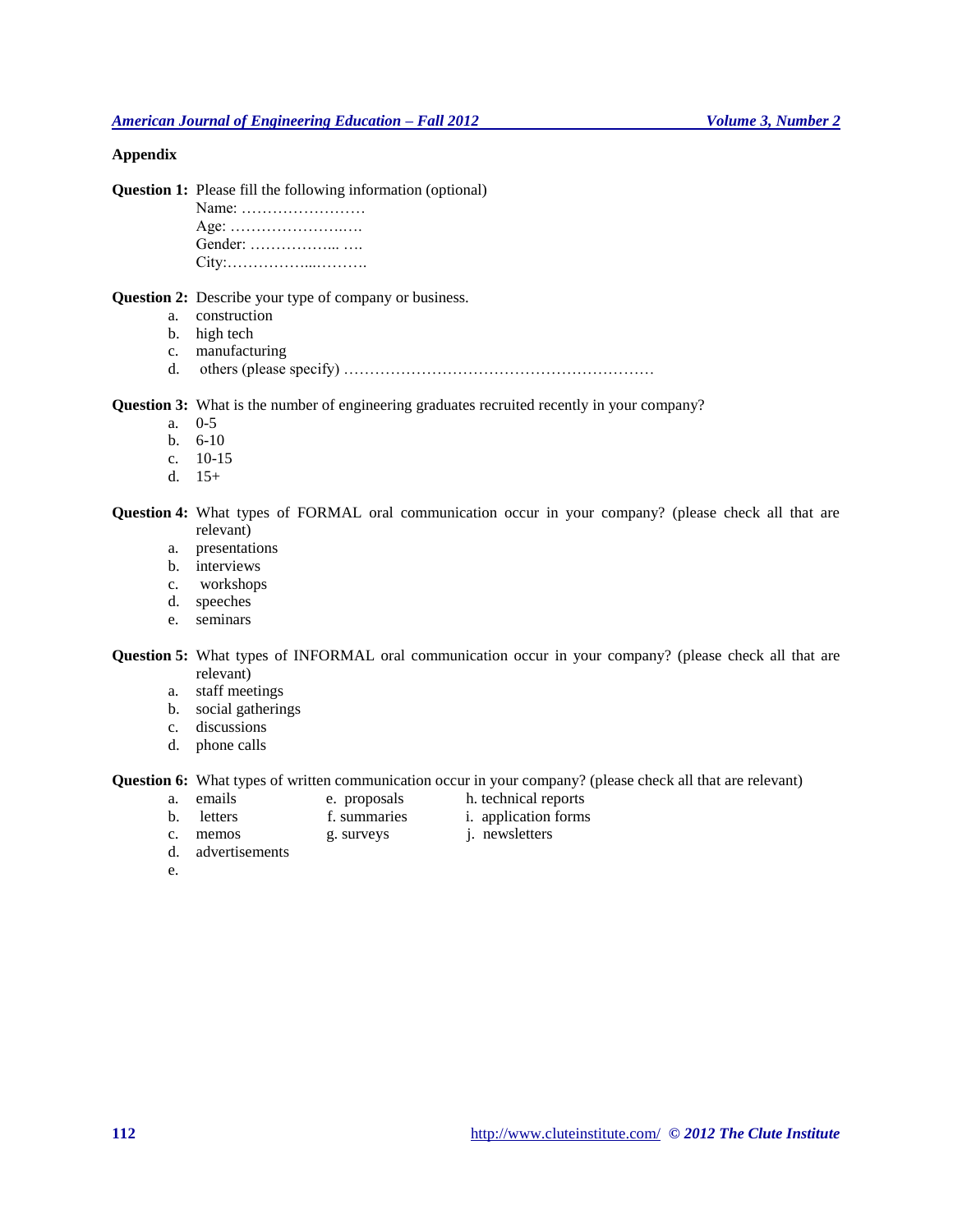**Appendix**

**Question 1:** Please fill the following information (optional)
Name: ……………………
Age: …………………..….
Gender: ……………... ….
City:……………...……….

**Question 2:** Describe your type of company or business.

a. construction
b. high tech
c. manufacturing
d. others (please specify) ……………………………………………………

**Question 3:** What is the number of engineering graduates recruited recently in your company?

a. 0-5
b. 6-10
c. 10-15
d. 15+

**Question 4:** What types of FORMAL oral communication occur in your company? (please check all that are relevant)

a. presentations
b. interviews
c. workshops
d. speeches
e. seminars

**Question 5:** What types of INFORMAL oral communication occur in your company? (please check all that are relevant)

a. staff meetings
b. social gatherings
c. discussions
d. phone calls

**Question 6:** What types of written communication occur in your company? (please check all that are relevant)

a. emails
b. letters
c. memos
d. advertisements
e. proposals
f. summaries
g. surveys
h. technical reports
i. application forms
j. newsletters
e.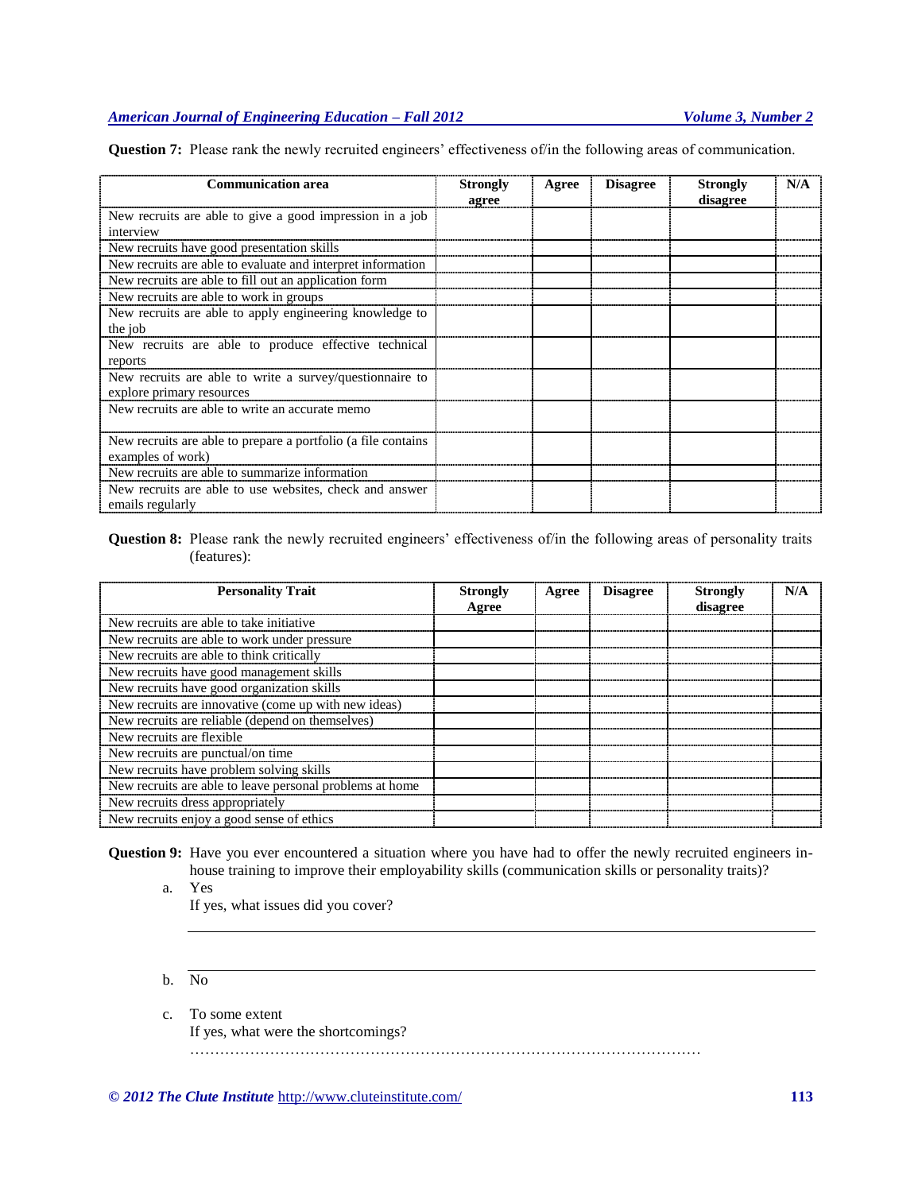**Question 7:** Please rank the newly recruited engineers' effectiveness of/in the following areas of communication.

| Communication area | Strongly agree | Agree | Disagree | Strongly disagree | N/A |
|---|---|---|---|---|---|
| New recruits are able to give a good impression in a job interview | | | | | |
| New recruits have good presentation skills | | | | | |
| New recruits are able to evaluate and interpret information | | | | | |
| New recruits are able to fill out an application form | | | | | |
| New recruits are able to work in groups | | | | | |
| New recruits are able to apply engineering knowledge to the job | | | | | |
| New recruits are able to produce effective technical reports | | | | | |
| New recruits are able to write a survey/questionnaire to explore primary resources | | | | | |
| New recruits are able to write an accurate memo | | | | | |
| New recruits are able to prepare a portfolio (a file contains examples of work) | | | | | |
| New recruits are able to summarize information | | | | | |
| New recruits are able to use websites, check and answer emails regularly | | | | | |

**Question 8:** Please rank the newly recruited engineers' effectiveness of/in the following areas of personality traits (features):

| Personality Trait | Strongly Agree | Agree | Disagree | Strongly disagree | N/A |
|---|---|---|---|---|---|
| New recruits are able to take initiative | | | | | |
| New recruits are able to work under pressure | | | | | |
| New recruits are able to think critically | | | | | |
| New recruits have good management skills | | | | | |
| New recruits have good organization skills | | | | | |
| New recruits are innovative (come up with new ideas) | | | | | |
| New recruits are reliable (depend on themselves) | | | | | |
| New recruits are flexible | | | | | |
| New recruits are punctual/on time | | | | | |
| New recruits have problem solving skills | | | | | |
| New recruits are able to leave personal problems at home | | | | | |
| New recruits dress appropriately | | | | | |
| New recruits enjoy a good sense of ethics | | | | | |

**Question 9:** Have you ever encountered a situation where you have had to offer the newly recruited engineers in-house training to improve their employability skills (communication skills or personality traits)?

a. Yes
   If yes, what issues did you cover?

   ______________________________________________________________

   ______________________________________________________________

b. No

c. To some extent
   If yes, what were the shortcomings?
   ………………………………………………………………………………………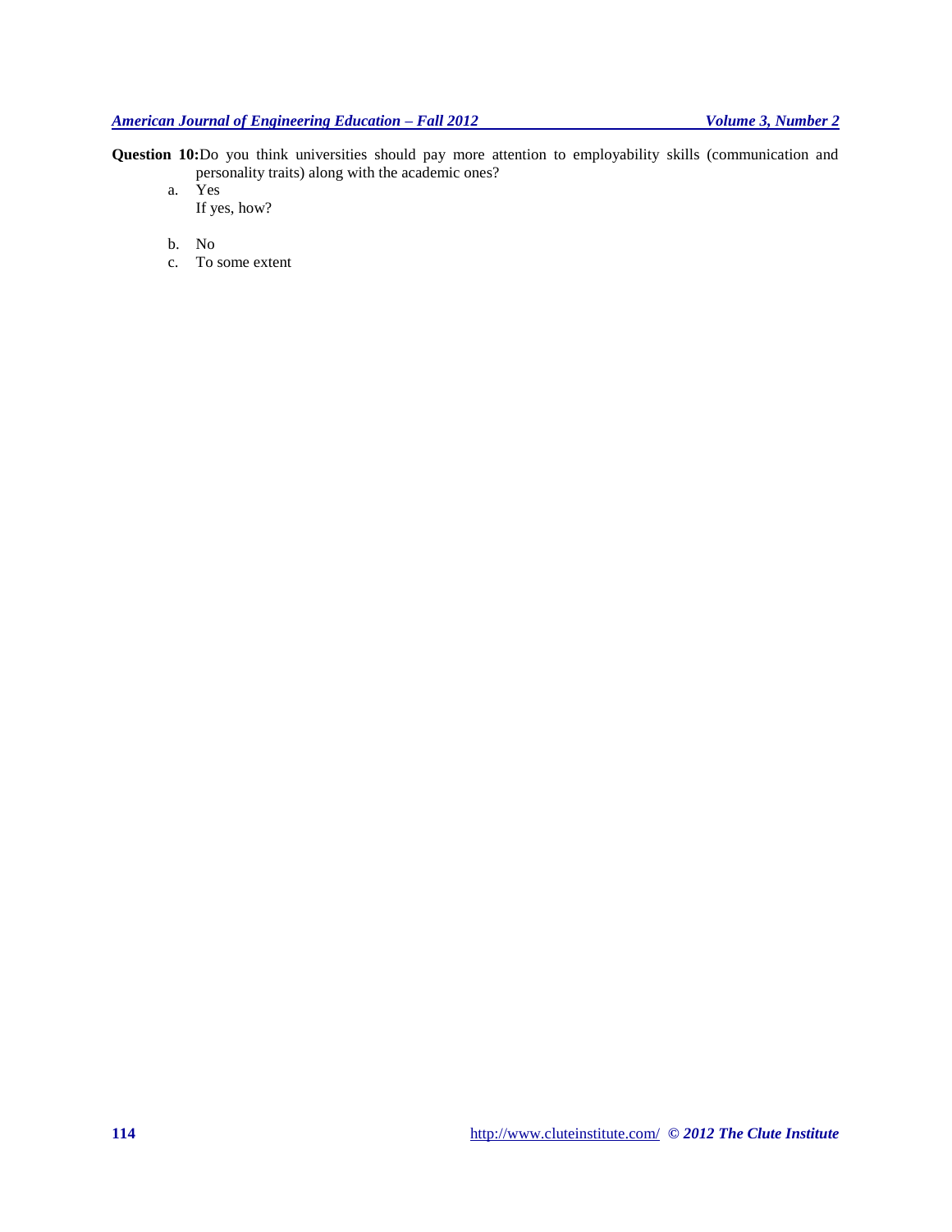**Question 10:** Do you think universities should pay more attention to employability skills (communication and personality traits) along with the academic ones?

a. Yes
   If yes, how?

b. No
c. To some extent